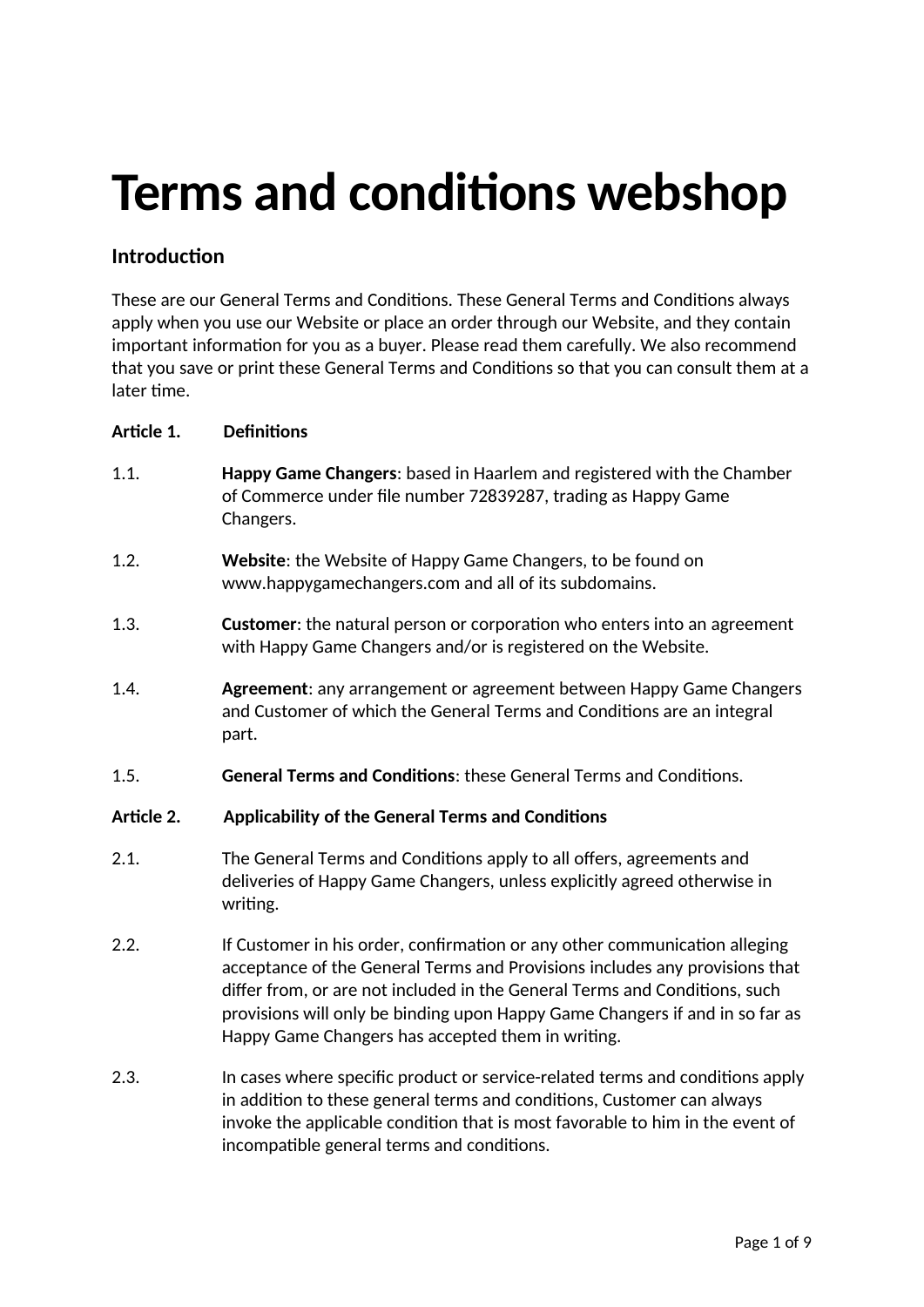# Terms and conditions webshop

## Introduction

These are our General Terms and Conditions. These General Terms and Conditions always apply when you use our Website or place an order through our Website, and they contain important information for you as a buyer. Please read them carefully. We also recommend that you save or print these General Terms and Conditions so that you can consult them at a later time.

**Article 1. Definitions**

1.1. **Happy Game Changers**: based in Haarlem and registered with the Chamber of Commerce under file number 72839287, trading as Happy Game Changers.

1.2. **Website**: the Website of Happy Game Changers, to be found on www.happygamechangers.com and all of its subdomains.

1.3. **Customer**: the natural person or corporation who enters into an agreement with Happy Game Changers and/or is registered on the Website.

1.4. **Agreement**: any arrangement or agreement between Happy Game Changers and Customer of which the General Terms and Conditions are an integral part.

1.5. **General Terms and Conditions**: these General Terms and Conditions.

**Article 2. Applicability of the General Terms and Conditions**

2.1. The General Terms and Conditions apply to all offers, agreements and deliveries of Happy Game Changers, unless explicitly agreed otherwise in writing.

2.2. If Customer in his order, confirmation or any other communication alleging acceptance of the General Terms and Provisions includes any provisions that differ from, or are not included in the General Terms and Conditions, such provisions will only be binding upon Happy Game Changers if and in so far as Happy Game Changers has accepted them in writing.

2.3. In cases where specific product or service-related terms and conditions apply in addition to these general terms and conditions, Customer can always invoke the applicable condition that is most favorable to him in the event of incompatible general terms and conditions.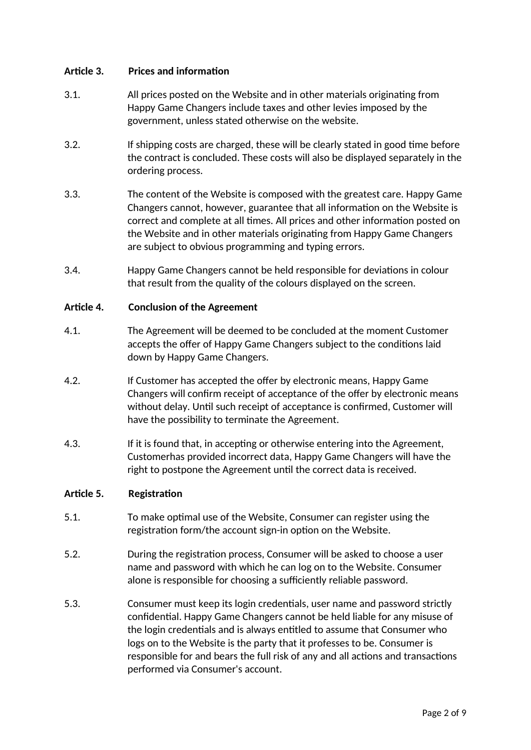**Article 3. Prices and information**

3.1. All prices posted on the Website and in other materials originating from Happy Game Changers include taxes and other levies imposed by the government, unless stated otherwise on the website.

3.2. If shipping costs are charged, these will be clearly stated in good time before the contract is concluded. These costs will also be displayed separately in the ordering process.

3.3. The content of the Website is composed with the greatest care. Happy Game Changers cannot, however, guarantee that all information on the Website is correct and complete at all times. All prices and other information posted on the Website and in other materials originating from Happy Game Changers are subject to obvious programming and typing errors.

3.4. Happy Game Changers cannot be held responsible for deviations in colour that result from the quality of the colours displayed on the screen.

**Article 4. Conclusion of the Agreement**

4.1. The Agreement will be deemed to be concluded at the moment Customer accepts the offer of Happy Game Changers subject to the conditions laid down by Happy Game Changers.

4.2. If Customer has accepted the offer by electronic means, Happy Game Changers will confirm receipt of acceptance of the offer by electronic means without delay. Until such receipt of acceptance is confirmed, Customer will have the possibility to terminate the Agreement.

4.3. If it is found that, in accepting or otherwise entering into the Agreement, Customerhas provided incorrect data, Happy Game Changers will have the right to postpone the Agreement until the correct data is received.

**Article 5. Registration**

5.1. To make optimal use of the Website, Consumer can register using the registration form/the account sign-in option on the Website.

5.2. During the registration process, Consumer will be asked to choose a user name and password with which he can log on to the Website. Consumer alone is responsible for choosing a sufficiently reliable password.

5.3. Consumer must keep its login credentials, user name and password strictly confidential. Happy Game Changers cannot be held liable for any misuse of the login credentials and is always entitled to assume that Consumer who logs on to the Website is the party that it professes to be. Consumer is responsible for and bears the full risk of any and all actions and transactions performed via Consumer's account.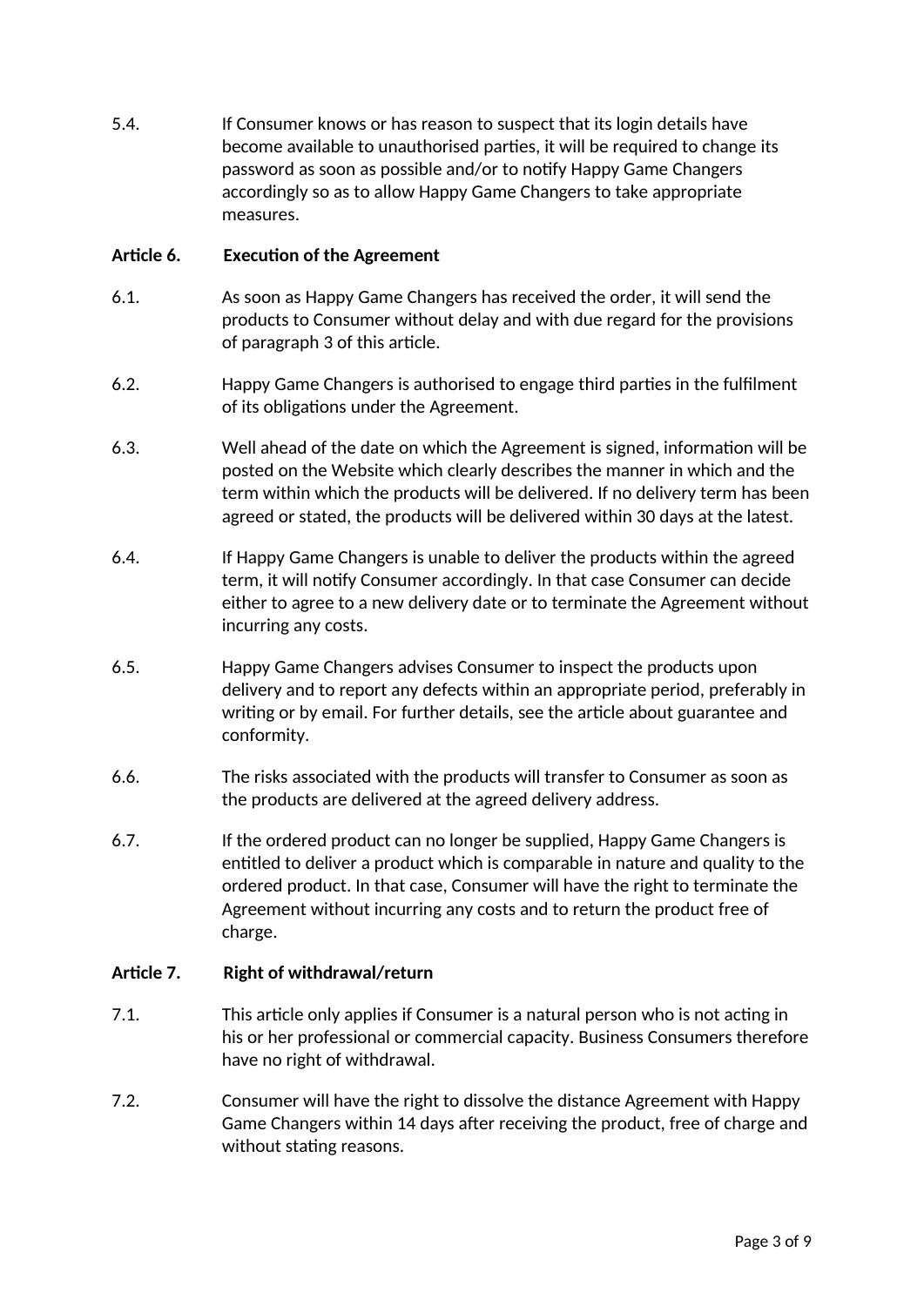5.4. If Consumer knows or has reason to suspect that its login details have become available to unauthorised parties, it will be required to change its password as soon as possible and/or to notify Happy Game Changers accordingly so as to allow Happy Game Changers to take appropriate measures.

**Article 6. Execution of the Agreement**

6.1. As soon as Happy Game Changers has received the order, it will send the products to Consumer without delay and with due regard for the provisions of paragraph 3 of this article.

6.2. Happy Game Changers is authorised to engage third parties in the fulfilment of its obligations under the Agreement.

6.3. Well ahead of the date on which the Agreement is signed, information will be posted on the Website which clearly describes the manner in which and the term within which the products will be delivered. If no delivery term has been agreed or stated, the products will be delivered within 30 days at the latest.

6.4. If Happy Game Changers is unable to deliver the products within the agreed term, it will notify Consumer accordingly. In that case Consumer can decide either to agree to a new delivery date or to terminate the Agreement without incurring any costs.

6.5. Happy Game Changers advises Consumer to inspect the products upon delivery and to report any defects within an appropriate period, preferably in writing or by email. For further details, see the article about guarantee and conformity.

6.6. The risks associated with the products will transfer to Consumer as soon as the products are delivered at the agreed delivery address.

6.7. If the ordered product can no longer be supplied, Happy Game Changers is entitled to deliver a product which is comparable in nature and quality to the ordered product. In that case, Consumer will have the right to terminate the Agreement without incurring any costs and to return the product free of charge.

**Article 7. Right of withdrawal/return**

7.1. This article only applies if Consumer is a natural person who is not acting in his or her professional or commercial capacity. Business Consumers therefore have no right of withdrawal.

7.2. Consumer will have the right to dissolve the distance Agreement with Happy Game Changers within 14 days after receiving the product, free of charge and without stating reasons.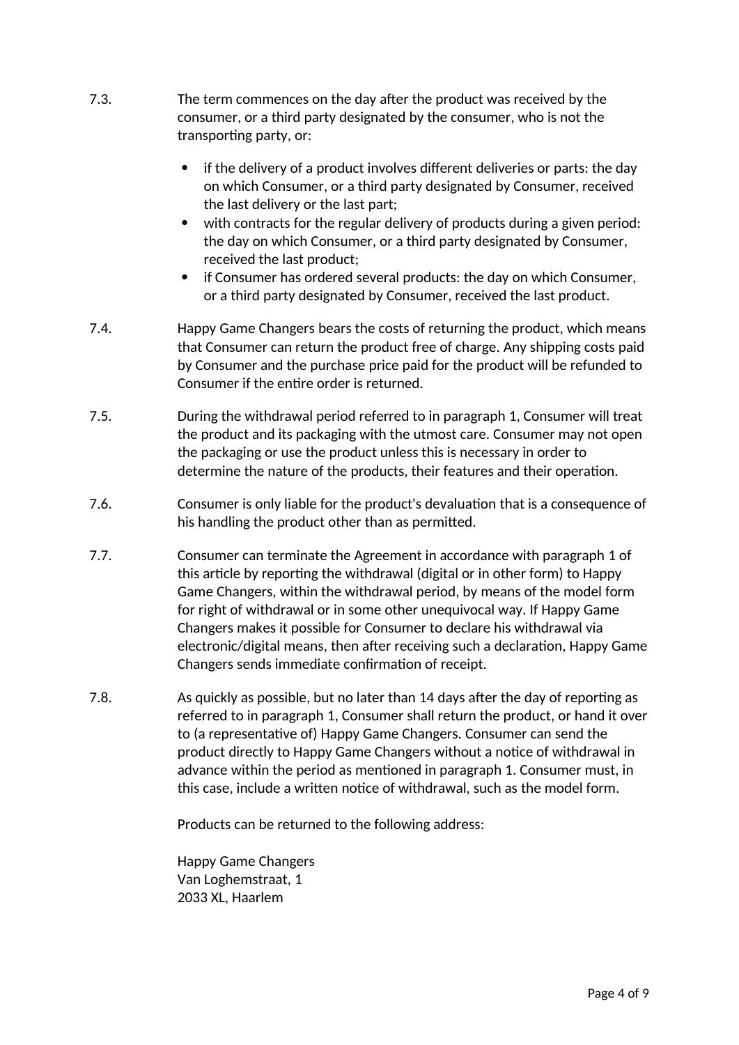7.3. The term commences on the day after the product was received by the consumer, or a third party designated by the consumer, who is not the transporting party, or:

- if the delivery of a product involves different deliveries or parts: the day on which Consumer, or a third party designated by Consumer, received the last delivery or the last part;
- with contracts for the regular delivery of products during a given period: the day on which Consumer, or a third party designated by Consumer, received the last product;
- if Consumer has ordered several products: the day on which Consumer, or a third party designated by Consumer, received the last product.

7.4. Happy Game Changers bears the costs of returning the product, which means that Consumer can return the product free of charge. Any shipping costs paid by Consumer and the purchase price paid for the product will be refunded to Consumer if the entire order is returned.

7.5. During the withdrawal period referred to in paragraph 1, Consumer will treat the product and its packaging with the utmost care. Consumer may not open the packaging or use the product unless this is necessary in order to determine the nature of the products, their features and their operation.

7.6. Consumer is only liable for the product's devaluation that is a consequence of his handling the product other than as permitted.

7.7. Consumer can terminate the Agreement in accordance with paragraph 1 of this article by reporting the withdrawal (digital or in other form) to Happy Game Changers, within the withdrawal period, by means of the model form for right of withdrawal or in some other unequivocal way. If Happy Game Changers makes it possible for Consumer to declare his withdrawal via electronic/digital means, then after receiving such a declaration, Happy Game Changers sends immediate confirmation of receipt.

7.8. As quickly as possible, but no later than 14 days after the day of reporting as referred to in paragraph 1, Consumer shall return the product, or hand it over to (a representative of) Happy Game Changers. Consumer can send the product directly to Happy Game Changers without a notice of withdrawal in advance within the period as mentioned in paragraph 1. Consumer must, in this case, include a written notice of withdrawal, such as the model form.

Products can be returned to the following address:

Happy Game Changers
Van Loghemstraat, 1
2033 XL, Haarlem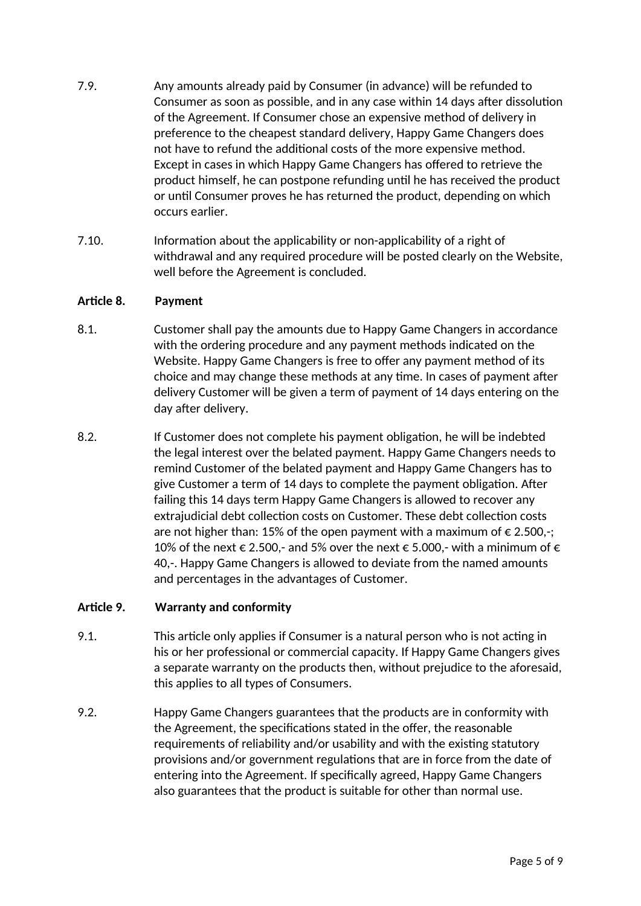7.9. Any amounts already paid by Consumer (in advance) will be refunded to Consumer as soon as possible, and in any case within 14 days after dissolution of the Agreement. If Consumer chose an expensive method of delivery in preference to the cheapest standard delivery, Happy Game Changers does not have to refund the additional costs of the more expensive method. Except in cases in which Happy Game Changers has offered to retrieve the product himself, he can postpone refunding until he has received the product or until Consumer proves he has returned the product, depending on which occurs earlier.

7.10. Information about the applicability or non-applicability of a right of withdrawal and any required procedure will be posted clearly on the Website, well before the Agreement is concluded.

**Article 8. Payment**

8.1. Customer shall pay the amounts due to Happy Game Changers in accordance with the ordering procedure and any payment methods indicated on the Website. Happy Game Changers is free to offer any payment method of its choice and may change these methods at any time. In cases of payment after delivery Customer will be given a term of payment of 14 days entering on the day after delivery.

8.2. If Customer does not complete his payment obligation, he will be indebted the legal interest over the belated payment. Happy Game Changers needs to remind Customer of the belated payment and Happy Game Changers has to give Customer a term of 14 days to complete the payment obligation. After failing this 14 days term Happy Game Changers is allowed to recover any extrajudicial debt collection costs on Customer. These debt collection costs are not higher than: 15% of the open payment with a maximum of € 2.500,-; 10% of the next € 2.500,- and 5% over the next € 5.000,- with a minimum of € 40,-. Happy Game Changers is allowed to deviate from the named amounts and percentages in the advantages of Customer.

**Article 9. Warranty and conformity**

9.1. This article only applies if Consumer is a natural person who is not acting in his or her professional or commercial capacity. If Happy Game Changers gives a separate warranty on the products then, without prejudice to the aforesaid, this applies to all types of Consumers.

9.2. Happy Game Changers guarantees that the products are in conformity with the Agreement, the specifications stated in the offer, the reasonable requirements of reliability and/or usability and with the existing statutory provisions and/or government regulations that are in force from the date of entering into the Agreement. If specifically agreed, Happy Game Changers also guarantees that the product is suitable for other than normal use.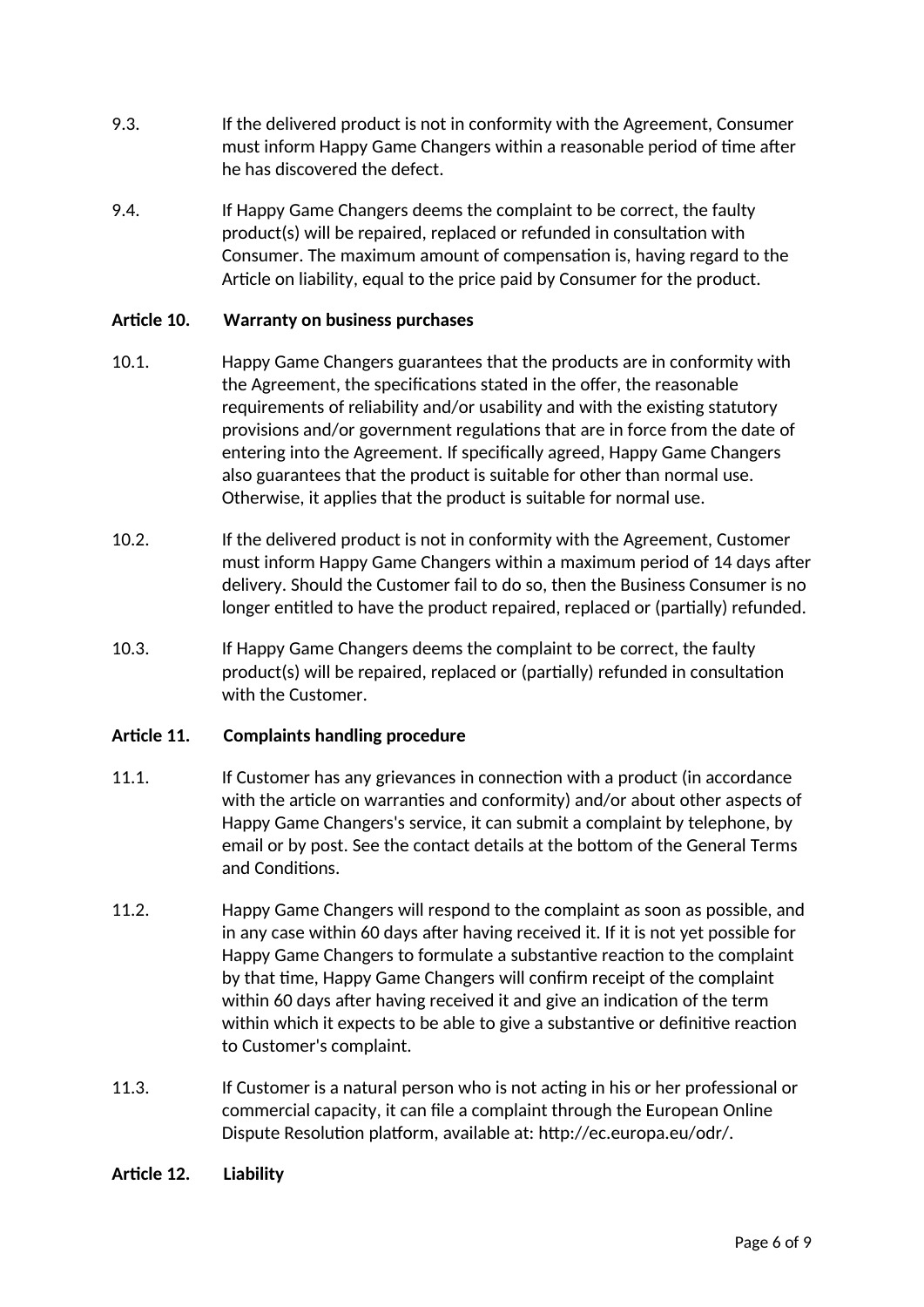9.3. If the delivered product is not in conformity with the Agreement, Consumer must inform Happy Game Changers within a reasonable period of time after he has discovered the defect.

9.4. If Happy Game Changers deems the complaint to be correct, the faulty product(s) will be repaired, replaced or refunded in consultation with Consumer. The maximum amount of compensation is, having regard to the Article on liability, equal to the price paid by Consumer for the product.

**Article 10. Warranty on business purchases**

10.1. Happy Game Changers guarantees that the products are in conformity with the Agreement, the specifications stated in the offer, the reasonable requirements of reliability and/or usability and with the existing statutory provisions and/or government regulations that are in force from the date of entering into the Agreement. If specifically agreed, Happy Game Changers also guarantees that the product is suitable for other than normal use. Otherwise, it applies that the product is suitable for normal use.

10.2. If the delivered product is not in conformity with the Agreement, Customer must inform Happy Game Changers within a maximum period of 14 days after delivery. Should the Customer fail to do so, then the Business Consumer is no longer entitled to have the product repaired, replaced or (partially) refunded.

10.3. If Happy Game Changers deems the complaint to be correct, the faulty product(s) will be repaired, replaced or (partially) refunded in consultation with the Customer.

**Article 11. Complaints handling procedure**

11.1. If Customer has any grievances in connection with a product (in accordance with the article on warranties and conformity) and/or about other aspects of Happy Game Changers's service, it can submit a complaint by telephone, by email or by post. See the contact details at the bottom of the General Terms and Conditions.

11.2. Happy Game Changers will respond to the complaint as soon as possible, and in any case within 60 days after having received it. If it is not yet possible for Happy Game Changers to formulate a substantive reaction to the complaint by that time, Happy Game Changers will confirm receipt of the complaint within 60 days after having received it and give an indication of the term within which it expects to be able to give a substantive or definitive reaction to Customer's complaint.

11.3. If Customer is a natural person who is not acting in his or her professional or commercial capacity, it can file a complaint through the European Online Dispute Resolution platform, available at: http://ec.europa.eu/odr/.

**Article 12. Liability**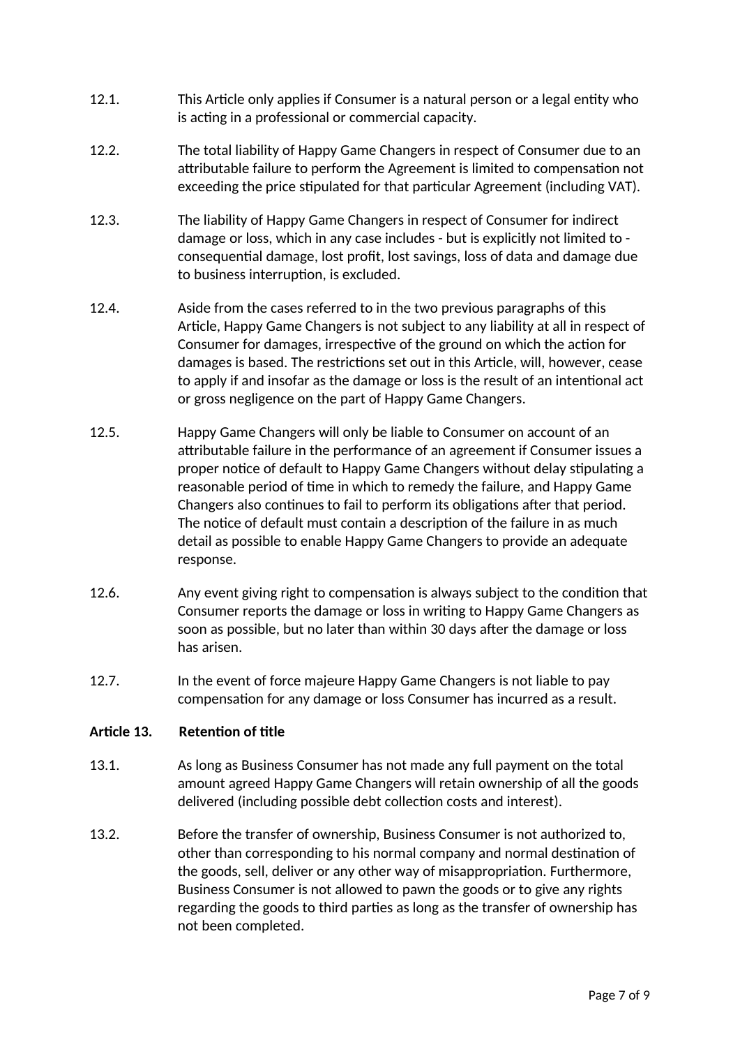12.1. This Article only applies if Consumer is a natural person or a legal entity who is acting in a professional or commercial capacity.

12.2. The total liability of Happy Game Changers in respect of Consumer due to an attributable failure to perform the Agreement is limited to compensation not exceeding the price stipulated for that particular Agreement (including VAT).

12.3. The liability of Happy Game Changers in respect of Consumer for indirect damage or loss, which in any case includes - but is explicitly not limited to - consequential damage, lost profit, lost savings, loss of data and damage due to business interruption, is excluded.

12.4. Aside from the cases referred to in the two previous paragraphs of this Article, Happy Game Changers is not subject to any liability at all in respect of Consumer for damages, irrespective of the ground on which the action for damages is based. The restrictions set out in this Article, will, however, cease to apply if and insofar as the damage or loss is the result of an intentional act or gross negligence on the part of Happy Game Changers.

12.5. Happy Game Changers will only be liable to Consumer on account of an attributable failure in the performance of an agreement if Consumer issues a proper notice of default to Happy Game Changers without delay stipulating a reasonable period of time in which to remedy the failure, and Happy Game Changers also continues to fail to perform its obligations after that period. The notice of default must contain a description of the failure in as much detail as possible to enable Happy Game Changers to provide an adequate response.

12.6. Any event giving right to compensation is always subject to the condition that Consumer reports the damage or loss in writing to Happy Game Changers as soon as possible, but no later than within 30 days after the damage or loss has arisen.

12.7. In the event of force majeure Happy Game Changers is not liable to pay compensation for any damage or loss Consumer has incurred as a result.

**Article 13. Retention of title**

13.1. As long as Business Consumer has not made any full payment on the total amount agreed Happy Game Changers will retain ownership of all the goods delivered (including possible debt collection costs and interest).

13.2. Before the transfer of ownership, Business Consumer is not authorized to, other than corresponding to his normal company and normal destination of the goods, sell, deliver or any other way of misappropriation. Furthermore, Business Consumer is not allowed to pawn the goods or to give any rights regarding the goods to third parties as long as the transfer of ownership has not been completed.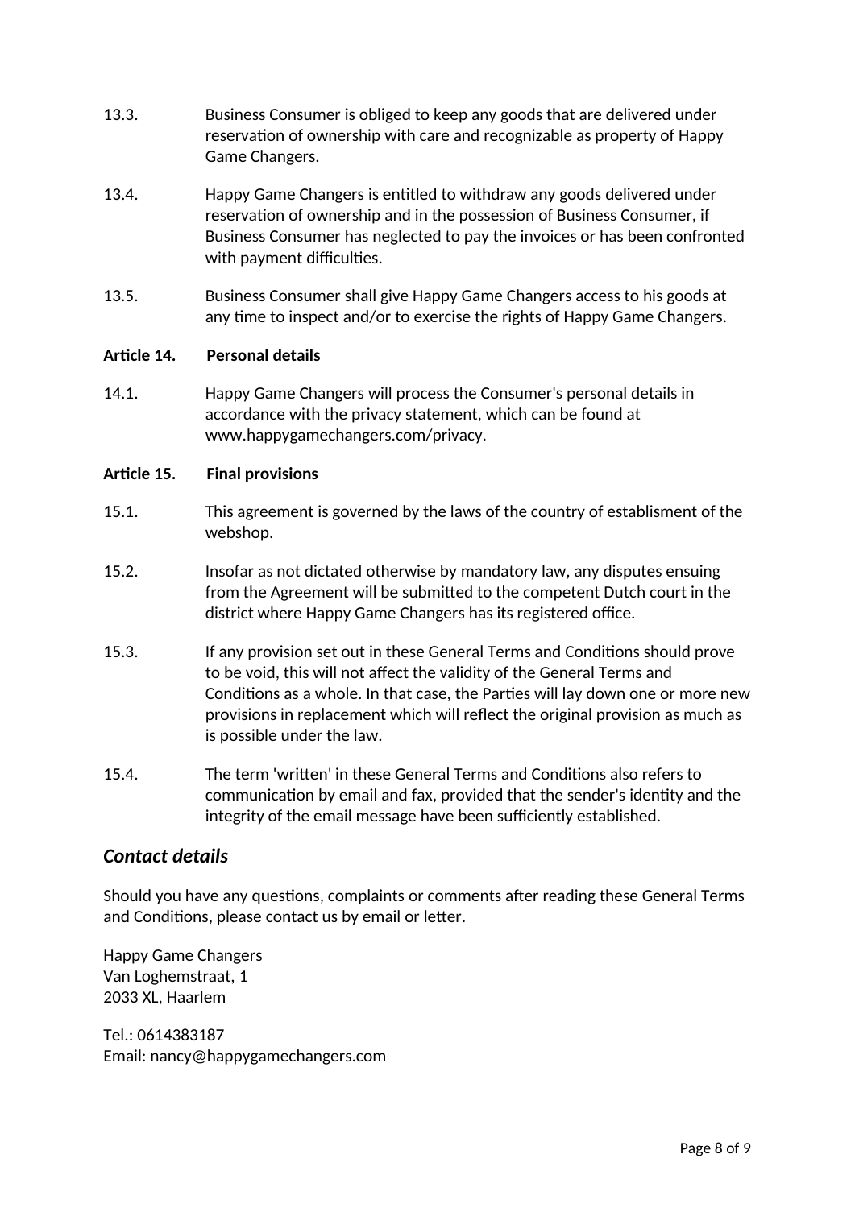13.3. Business Consumer is obliged to keep any goods that are delivered under reservation of ownership with care and recognizable as property of Happy Game Changers.

13.4. Happy Game Changers is entitled to withdraw any goods delivered under reservation of ownership and in the possession of Business Consumer, if Business Consumer has neglected to pay the invoices or has been confronted with payment difficulties.

13.5. Business Consumer shall give Happy Game Changers access to his goods at any time to inspect and/or to exercise the rights of Happy Game Changers.

**Article 14. Personal details**

14.1. Happy Game Changers will process the Consumer's personal details in accordance with the privacy statement, which can be found at www.happygamechangers.com/privacy.

**Article 15. Final provisions**

15.1. This agreement is governed by the laws of the country of establisment of the webshop.

15.2. Insofar as not dictated otherwise by mandatory law, any disputes ensuing from the Agreement will be submitted to the competent Dutch court in the district where Happy Game Changers has its registered office.

15.3. If any provision set out in these General Terms and Conditions should prove to be void, this will not affect the validity of the General Terms and Conditions as a whole. In that case, the Parties will lay down one or more new provisions in replacement which will reflect the original provision as much as is possible under the law.

15.4. The term 'written' in these General Terms and Conditions also refers to communication by email and fax, provided that the sender's identity and the integrity of the email message have been sufficiently established.

## *Contact details*

Should you have any questions, complaints or comments after reading these General Terms and Conditions, please contact us by email or letter.

Happy Game Changers
Van Loghemstraat, 1
2033 XL, Haarlem

Tel.: 0614383187
Email: nancy@happygamechangers.com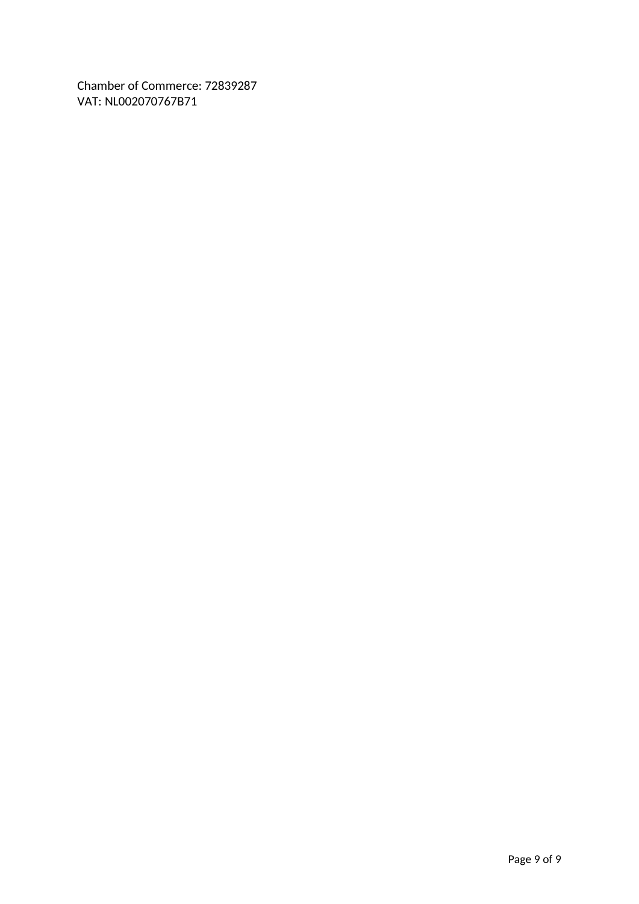Chamber of Commerce: 72839287
VAT: NL002070767B71